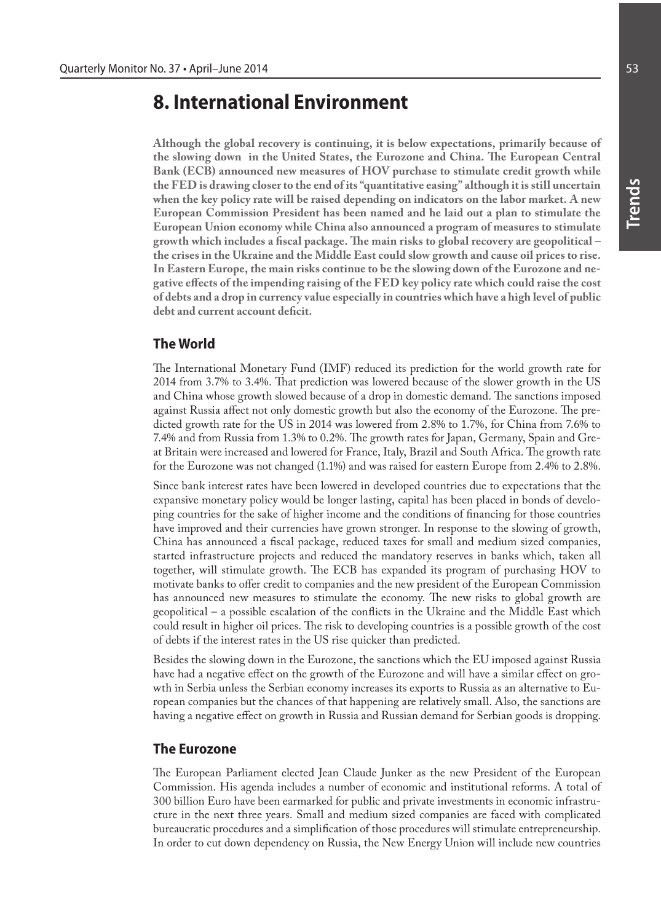# 8. International Environment

**Although the global recovery is continuing, it is below expectations, primarily because of the slowing down in the United States, the Eurozone and China. The European Central Bank (ECB) announced new measures of HOV purchase to stimulate credit growth while the FED is drawing closer to the end of its "quantitative easing" although it is still uncertain when the key policy rate will be raised depending on indicators on the labor market. A new European Commission President has been named and he laid out a plan to stimulate the European Union economy while China also announced a program of measures to stimulate growth which includes a fiscal package. The main risks to global recovery are geopolitical – the crises in the Ukraine and the Middle East could slow growth and cause oil prices to rise. In Eastern Europe, the main risks continue to be the slowing down of the Eurozone and negative effects of the impending raising of the FED key policy rate which could raise the cost of debts and a drop in currency value especially in countries which have a high level of public debt and current account deficit.**

## The World

The International Monetary Fund (IMF) reduced its prediction for the world growth rate for 2014 from 3.7% to 3.4%. That prediction was lowered because of the slower growth in the US and China whose growth slowed because of a drop in domestic demand. The sanctions imposed against Russia affect not only domestic growth but also the economy of the Eurozone. The predicted growth rate for the US in 2014 was lowered from 2.8% to 1.7%, for China from 7.6% to 7.4% and from Russia from 1.3% to 0.2%. The growth rates for Japan, Germany, Spain and Great Britain were increased and lowered for France, Italy, Brazil and South Africa. The growth rate for the Eurozone was not changed (1.1%) and was raised for eastern Europe from 2.4% to 2.8%.

Since bank interest rates have been lowered in developed countries due to expectations that the expansive monetary policy would be longer lasting, capital has been placed in bonds of developing countries for the sake of higher income and the conditions of financing for those countries have improved and their currencies have grown stronger. In response to the slowing of growth, China has announced a fiscal package, reduced taxes for small and medium sized companies, started infrastructure projects and reduced the mandatory reserves in banks which, taken all together, will stimulate growth. The ECB has expanded its program of purchasing HOV to motivate banks to offer credit to companies and the new president of the European Commission has announced new measures to stimulate the economy. The new risks to global growth are geopolitical – a possible escalation of the conflicts in the Ukraine and the Middle East which could result in higher oil prices. The risk to developing countries is a possible growth of the cost of debts if the interest rates in the US rise quicker than predicted.

Besides the slowing down in the Eurozone, the sanctions which the EU imposed against Russia have had a negative effect on the growth of the Eurozone and will have a similar effect on growth in Serbia unless the Serbian economy increases its exports to Russia as an alternative to European companies but the chances of that happening are relatively small. Also, the sanctions are having a negative effect on growth in Russia and Russian demand for Serbian goods is dropping.

## The Eurozone

The European Parliament elected Jean Claude Junker as the new President of the European Commission. His agenda includes a number of economic and institutional reforms. A total of 300 billion Euro have been earmarked for public and private investments in economic infrastructure in the next three years. Small and medium sized companies are faced with complicated bureaucratic procedures and a simplification of those procedures will stimulate entrepreneurship. In order to cut down dependency on Russia, the New Energy Union will include new countries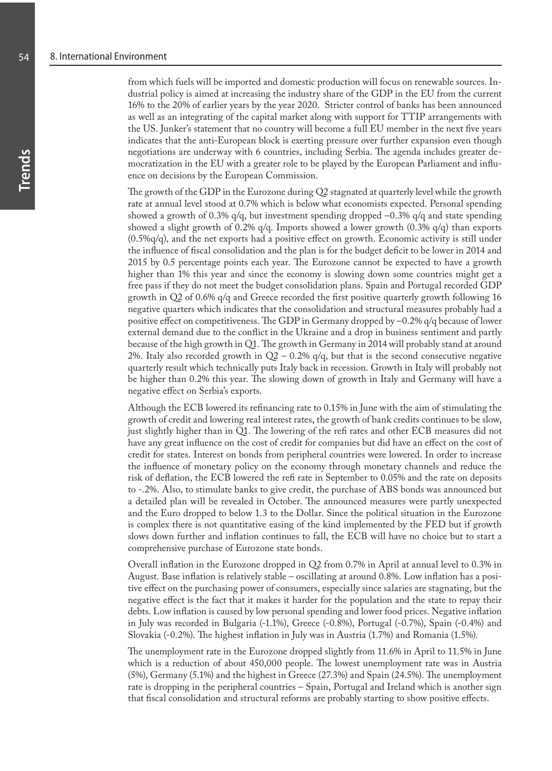from which fuels will be imported and domestic production will focus on renewable sources. Industrial policy is aimed at increasing the industry share of the GDP in the EU from the current 16% to the 20% of earlier years by the year 2020. Stricter control of banks has been announced as well as an integrating of the capital market along with support for TTIP arrangements with the US. Junker's statement that no country will become a full EU member in the next five years indicates that the anti-European block is exerting pressure over further expansion even though negotiations are underway with 6 countries, including Serbia. The agenda includes greater democratization in the EU with a greater role to be played by the European Parliament and influence on decisions by the European Commission.

The growth of the GDP in the Eurozone during Q2 stagnated at quarterly level while the growth rate at annual level stood at 0.7% which is below what economists expected. Personal spending showed a growth of 0.3% q/q, but investment spending dropped –0.3% q/q and state spending showed a slight growth of 0.2% q/q. Imports showed a lower growth (0.3% q/q) than exports (0.5%q/q), and the net exports had a positive effect on growth. Economic activity is still under the influence of fiscal consolidation and the plan is for the budget deficit to be lower in 2014 and 2015 by 0.5 percentage points each year. The Eurozone cannot be expected to have a growth higher than 1% this year and since the economy is slowing down some countries might get a free pass if they do not meet the budget consolidation plans. Spain and Portugal recorded GDP growth in Q2 of 0.6% q/q and Greece recorded the first positive quarterly growth following 16 negative quarters which indicates that the consolidation and structural measures probably had a positive effect on competitiveness. The GDP in Germany dropped by –0.2% q/q because of lower external demand due to the conflict in the Ukraine and a drop in business sentiment and partly because of the high growth in Q1. The growth in Germany in 2014 will probably stand at around 2%. Italy also recorded growth in Q2 – 0.2% q/q, but that is the second consecutive negative quarterly result which technically puts Italy back in recession. Growth in Italy will probably not be higher than 0.2% this year. The slowing down of growth in Italy and Germany will have a negative effect on Serbia's exports.

Although the ECB lowered its refinancing rate to 0.15% in June with the aim of stimulating the growth of credit and lowering real interest rates, the growth of bank credits continues to be slow, just slightly higher than in Q1. The lowering of the refi rates and other ECB measures did not have any great influence on the cost of credit for companies but did have an effect on the cost of credit for states. Interest on bonds from peripheral countries were lowered. In order to increase the influence of monetary policy on the economy through monetary channels and reduce the risk of deflation, the ECB lowered the refi rate in September to 0.05% and the rate on deposits to -.2%. Also, to stimulate banks to give credit, the purchase of ABS bonds was announced but a detailed plan will be revealed in October. The announced measures were partly unexpected and the Euro dropped to below 1.3 to the Dollar. Since the political situation in the Eurozone is complex there is not quantitative easing of the kind implemented by the FED but if growth slows down further and inflation continues to fall, the ECB will have no choice but to start a comprehensive purchase of Eurozone state bonds.

Overall inflation in the Eurozone dropped in Q2 from 0.7% in April at annual level to 0.3% in August. Base inflation is relatively stable – oscillating at around 0.8%. Low inflation has a positive effect on the purchasing power of consumers, especially since salaries are stagnating, but the negative effect is the fact that it makes it harder for the population and the state to repay their debts. Low inflation is caused by low personal spending and lower food prices. Negative inflation in July was recorded in Bulgaria (-1.1%), Greece (-0.8%), Portugal (-0.7%), Spain (-0.4%) and Slovakia (-0.2%). The highest inflation in July was in Austria (1.7%) and Romania (1.5%).

The unemployment rate in the Eurozone dropped slightly from 11.6% in April to 11.5% in June which is a reduction of about 450,000 people. The lowest unemployment rate was in Austria (5%), Germany (5.1%) and the highest in Greece (27.3%) and Spain (24.5%). The unemployment rate is dropping in the peripheral countries – Spain, Portugal and Ireland which is another sign that fiscal consolidation and structural reforms are probably starting to show positive effects.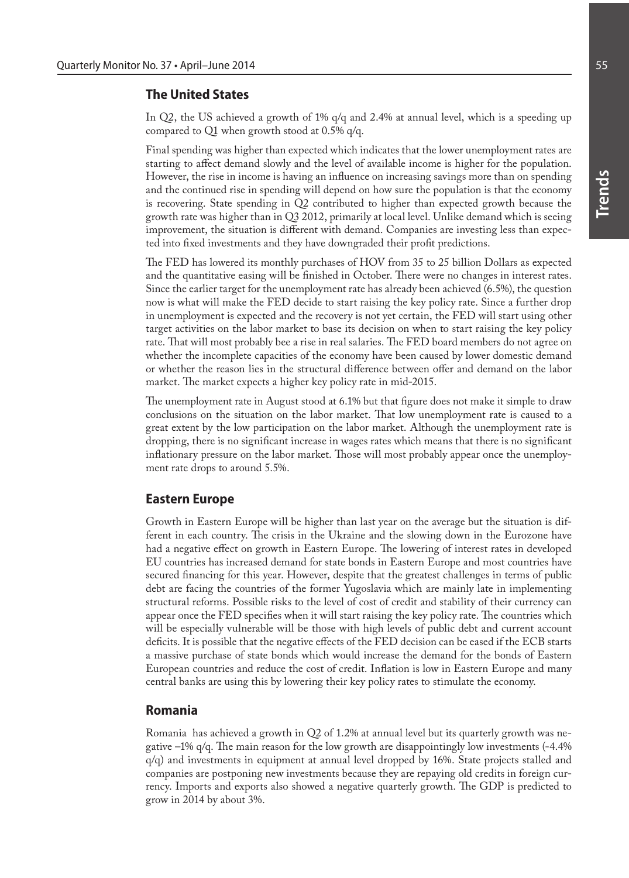## The United States

In Q2, the US achieved a growth of 1% q/q and 2.4% at annual level, which is a speeding up compared to Q1 when growth stood at 0.5% q/q.

Final spending was higher than expected which indicates that the lower unemployment rates are starting to affect demand slowly and the level of available income is higher for the population. However, the rise in income is having an influence on increasing savings more than on spending and the continued rise in spending will depend on how sure the population is that the economy is recovering. State spending in Q2 contributed to higher than expected growth because the growth rate was higher than in Q3 2012, primarily at local level. Unlike demand which is seeing improvement, the situation is different with demand. Companies are investing less than expected into fixed investments and they have downgraded their profit predictions.

The FED has lowered its monthly purchases of HOV from 35 to 25 billion Dollars as expected and the quantitative easing will be finished in October. There were no changes in interest rates. Since the earlier target for the unemployment rate has already been achieved (6.5%), the question now is what will make the FED decide to start raising the key policy rate. Since a further drop in unemployment is expected and the recovery is not yet certain, the FED will start using other target activities on the labor market to base its decision on when to start raising the key policy rate. That will most probably bee a rise in real salaries. The FED board members do not agree on whether the incomplete capacities of the economy have been caused by lower domestic demand or whether the reason lies in the structural difference between offer and demand on the labor market. The market expects a higher key policy rate in mid-2015.

The unemployment rate in August stood at 6.1% but that figure does not make it simple to draw conclusions on the situation on the labor market. That low unemployment rate is caused to a great extent by the low participation on the labor market. Although the unemployment rate is dropping, there is no significant increase in wages rates which means that there is no significant inflationary pressure on the labor market. Those will most probably appear once the unemployment rate drops to around 5.5%.

## Eastern Europe

Growth in Eastern Europe will be higher than last year on the average but the situation is different in each country. The crisis in the Ukraine and the slowing down in the Eurozone have had a negative effect on growth in Eastern Europe. The lowering of interest rates in developed EU countries has increased demand for state bonds in Eastern Europe and most countries have secured financing for this year. However, despite that the greatest challenges in terms of public debt are facing the countries of the former Yugoslavia which are mainly late in implementing structural reforms. Possible risks to the level of cost of credit and stability of their currency can appear once the FED specifies when it will start raising the key policy rate. The countries which will be especially vulnerable will be those with high levels of public debt and current account deficits. It is possible that the negative effects of the FED decision can be eased if the ECB starts a massive purchase of state bonds which would increase the demand for the bonds of Eastern European countries and reduce the cost of credit. Inflation is low in Eastern Europe and many central banks are using this by lowering their key policy rates to stimulate the economy.

## Romania

Romania has achieved a growth in Q2 of 1.2% at annual level but its quarterly growth was negative –1% q/q. The main reason for the low growth are disappointingly low investments (-4.4% q/q) and investments in equipment at annual level dropped by 16%. State projects stalled and companies are postponing new investments because they are repaying old credits in foreign currency. Imports and exports also showed a negative quarterly growth. The GDP is predicted to grow in 2014 by about 3%.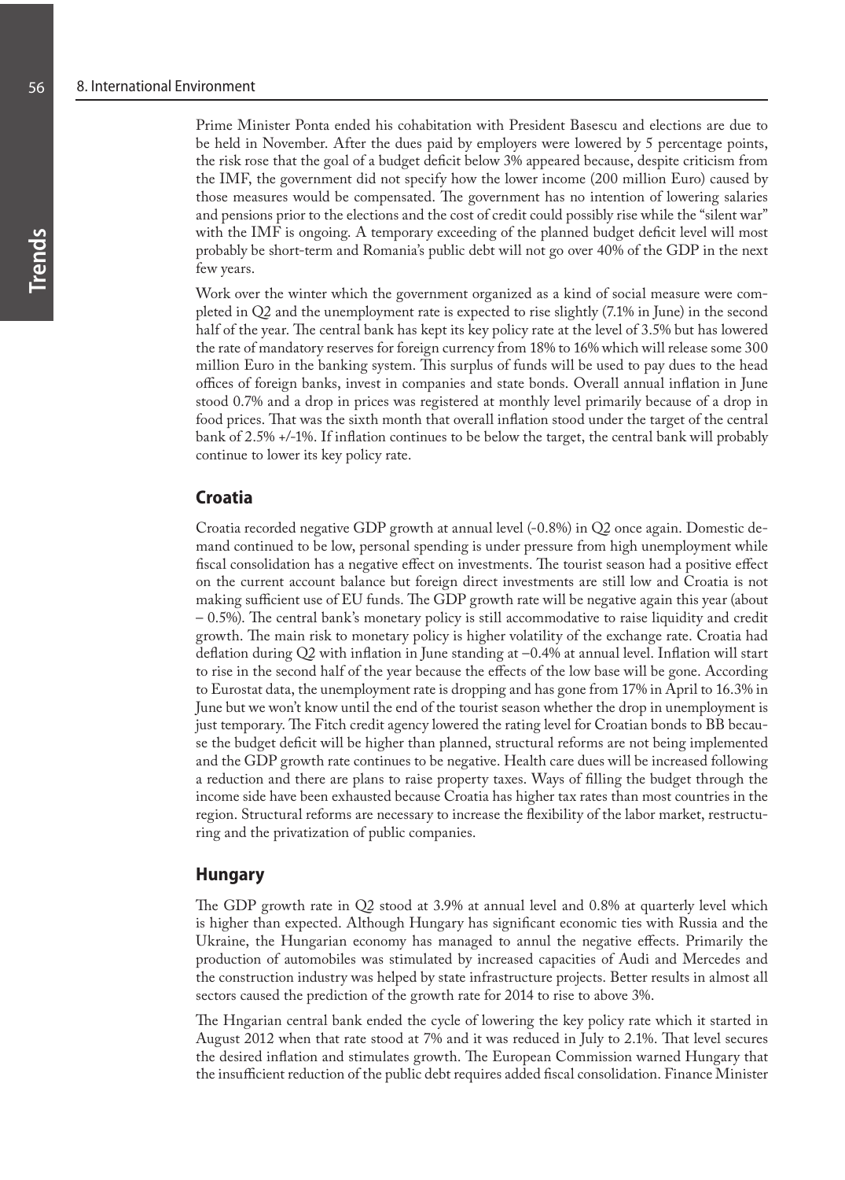Prime Minister Ponta ended his cohabitation with President Basescu and elections are due to be held in November. After the dues paid by employers were lowered by 5 percentage points, the risk rose that the goal of a budget deficit below 3% appeared because, despite criticism from the IMF, the government did not specify how the lower income (200 million Euro) caused by those measures would be compensated. The government has no intention of lowering salaries and pensions prior to the elections and the cost of credit could possibly rise while the "silent war" with the IMF is ongoing. A temporary exceeding of the planned budget deficit level will most probably be short-term and Romania's public debt will not go over 40% of the GDP in the next few years.

Work over the winter which the government organized as a kind of social measure were completed in Q2 and the unemployment rate is expected to rise slightly (7.1% in June) in the second half of the year. The central bank has kept its key policy rate at the level of 3.5% but has lowered the rate of mandatory reserves for foreign currency from 18% to 16% which will release some 300 million Euro in the banking system. This surplus of funds will be used to pay dues to the head offices of foreign banks, invest in companies and state bonds. Overall annual inflation in June stood 0.7% and a drop in prices was registered at monthly level primarily because of a drop in food prices. That was the sixth month that overall inflation stood under the target of the central bank of 2.5% +/-1%. If inflation continues to be below the target, the central bank will probably continue to lower its key policy rate.

## Croatia

Croatia recorded negative GDP growth at annual level (-0.8%) in Q2 once again. Domestic demand continued to be low, personal spending is under pressure from high unemployment while fiscal consolidation has a negative effect on investments. The tourist season had a positive effect on the current account balance but foreign direct investments are still low and Croatia is not making sufficient use of EU funds. The GDP growth rate will be negative again this year (about – 0.5%). The central bank's monetary policy is still accommodative to raise liquidity and credit growth. The main risk to monetary policy is higher volatility of the exchange rate. Croatia had deflation during Q2 with inflation in June standing at –0.4% at annual level. Inflation will start to rise in the second half of the year because the effects of the low base will be gone. According to Eurostat data, the unemployment rate is dropping and has gone from 17% in April to 16.3% in June but we won't know until the end of the tourist season whether the drop in unemployment is just temporary. The Fitch credit agency lowered the rating level for Croatian bonds to BB because the budget deficit will be higher than planned, structural reforms are not being implemented and the GDP growth rate continues to be negative. Health care dues will be increased following a reduction and there are plans to raise property taxes. Ways of filling the budget through the income side have been exhausted because Croatia has higher tax rates than most countries in the region. Structural reforms are necessary to increase the flexibility of the labor market, restructuring and the privatization of public companies.

## Hungary

The GDP growth rate in Q2 stood at 3.9% at annual level and 0.8% at quarterly level which is higher than expected. Although Hungary has significant economic ties with Russia and the Ukraine, the Hungarian economy has managed to annul the negative effects. Primarily the production of automobiles was stimulated by increased capacities of Audi and Mercedes and the construction industry was helped by state infrastructure projects. Better results in almost all sectors caused the prediction of the growth rate for 2014 to rise to above 3%.

The Hngarian central bank ended the cycle of lowering the key policy rate which it started in August 2012 when that rate stood at 7% and it was reduced in July to 2.1%. That level secures the desired inflation and stimulates growth. The European Commission warned Hungary that the insufficient reduction of the public debt requires added fiscal consolidation. Finance Minister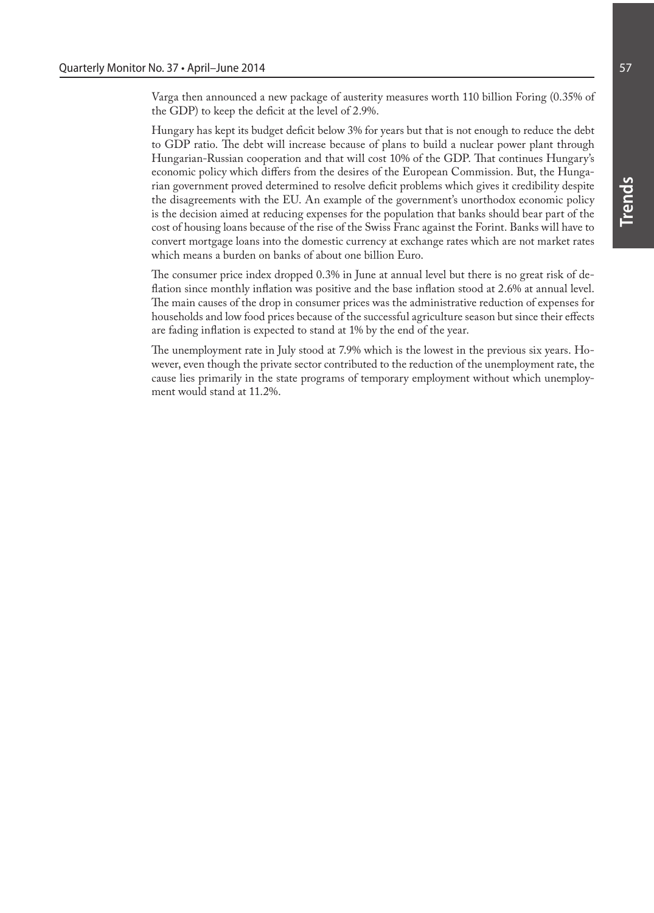Varga then announced a new package of austerity measures worth 110 billion Foring (0.35% of the GDP) to keep the deficit at the level of 2.9%.

Hungary has kept its budget deficit below 3% for years but that is not enough to reduce the debt to GDP ratio. The debt will increase because of plans to build a nuclear power plant through Hungarian-Russian cooperation and that will cost 10% of the GDP. That continues Hungary's economic policy which differs from the desires of the European Commission. But, the Hungarian government proved determined to resolve deficit problems which gives it credibility despite the disagreements with the EU. An example of the government's unorthodox economic policy is the decision aimed at reducing expenses for the population that banks should bear part of the cost of housing loans because of the rise of the Swiss Franc against the Forint. Banks will have to convert mortgage loans into the domestic currency at exchange rates which are not market rates which means a burden on banks of about one billion Euro.

The consumer price index dropped 0.3% in June at annual level but there is no great risk of deflation since monthly inflation was positive and the base inflation stood at 2.6% at annual level. The main causes of the drop in consumer prices was the administrative reduction of expenses for households and low food prices because of the successful agriculture season but since their effects are fading inflation is expected to stand at 1% by the end of the year.

The unemployment rate in July stood at 7.9% which is the lowest in the previous six years. However, even though the private sector contributed to the reduction of the unemployment rate, the cause lies primarily in the state programs of temporary employment without which unemployment would stand at 11.2%.